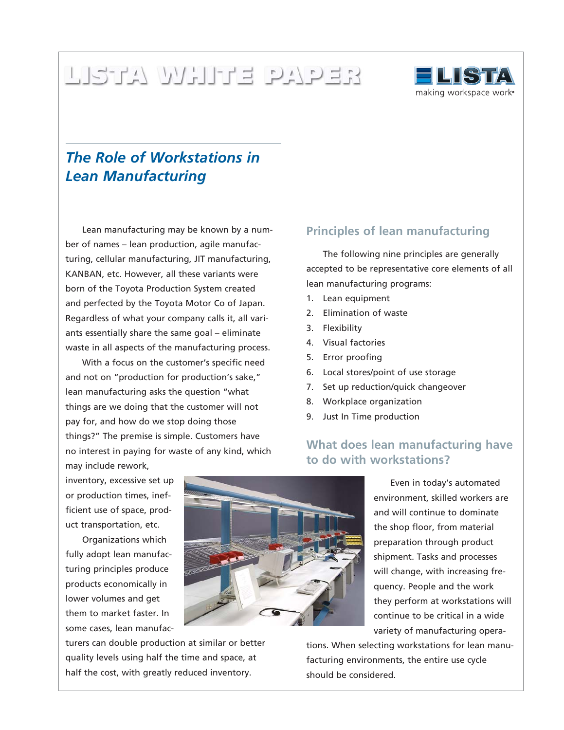# LISTA WHITE PAPER

making workspace work®

## *The Role of Workstations in Lean Manufacturing*

Lean manufacturing may be known by a number of names – lean production, agile manufacturing, cellular manufacturing, JIT manufacturing, KANBAN, etc. However, all these variants were born of the Toyota Production System created and perfected by the Toyota Motor Co of Japan. Regardless of what your company calls it, all variants essentially share the same goal – eliminate waste in all aspects of the manufacturing process.

With a focus on the customer's specific need and not on "production for production's sake," lean manufacturing asks the question "what things are we doing that the customer will not pay for, and how do we stop doing those things?" The premise is simple. Customers have no interest in paying for waste of any kind, which may include rework, inventory, excessive set up or production times, inefficient use of space, product transportation, etc.

Organizations which fully adopt lean manufacturing principles produce products economically in lower volumes and get them to market faster. In some cases, lean manufacturers can double production at similar or better quality levels using half the time and space, at half the cost, with greatly reduced inventory.

### Principles of lean manufacturing

The following nine principles are generally accepted to be representative core elements of all lean manufacturing programs:

1. Lean equipment
2. Elimination of waste
3. Flexibility
4. Visual factories
5. Error proofing
6. Local stores/point of use storage
7. Set up reduction/quick changeover
8. Workplace organization
9. Just In Time production

### What does lean manufacturing have to do with workstations?

Even in today's automated environment, skilled workers are and will continue to dominate the shop floor, from material preparation through product shipment. Tasks and processes will change, with increasing frequency. People and the work they perform at workstations will continue to be critical in a wide variety of manufacturing operations. When selecting workstations for lean manufacturing environments, the entire use cycle should be considered.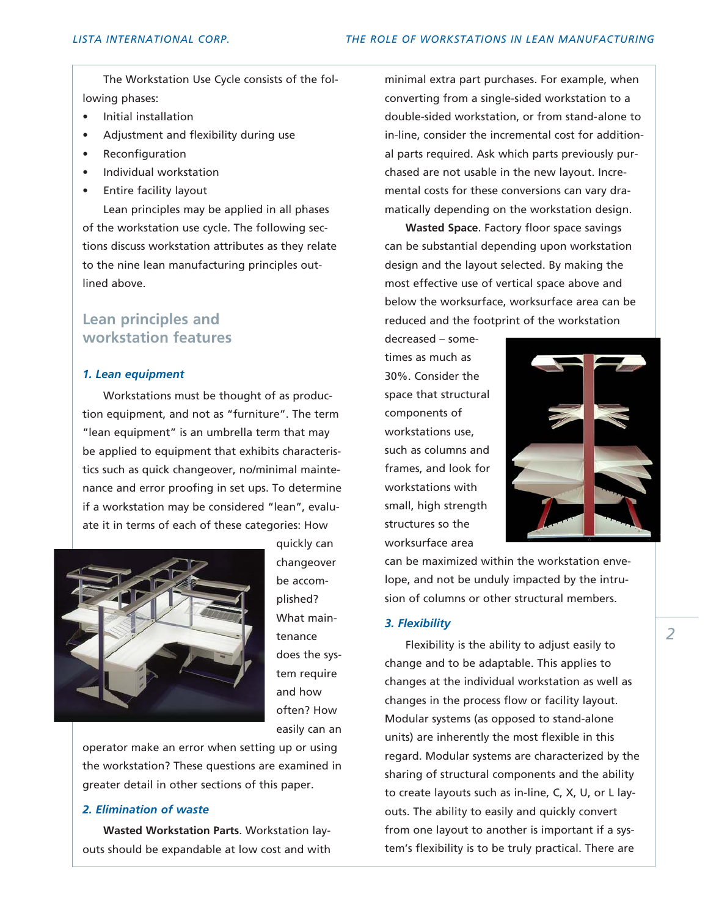The Workstation Use Cycle consists of the following phases:

- Initial installation
- Adjustment and flexibility during use
- Reconfiguration
- Individual workstation
- Entire facility layout

Lean principles may be applied in all phases of the workstation use cycle. The following sections discuss workstation attributes as they relate to the nine lean manufacturing principles outlined above.

## Lean principles and workstation features

### *1. Lean equipment*

Workstations must be thought of as production equipment, and not as "furniture". The term "lean equipment" is an umbrella term that may be applied to equipment that exhibits characteristics such as quick changeover, no/minimal maintenance and error proofing in set ups. To determine if a workstation may be considered "lean", evaluate it in terms of each of these categories: How quickly can changeover be accomplished? What maintenance does the system require and how often? How easily can an operator make an error when setting up or using the workstation? These questions are examined in greater detail in other sections of this paper.

### *2. Elimination of waste*

**Wasted Workstation Parts**. Workstation layouts should be expandable at low cost and with minimal extra part purchases. For example, when converting from a single-sided workstation to a double-sided workstation, or from stand-alone to in-line, consider the incremental cost for additional parts required. Ask which parts previously purchased are not usable in the new layout. Incremental costs for these conversions can vary dramatically depending on the workstation design.

**Wasted Space**. Factory floor space savings can be substantial depending upon workstation design and the layout selected. By making the most effective use of vertical space above and below the worksurface, worksurface area can be reduced and the footprint of the workstation decreased – sometimes as much as 30%. Consider the space that structural components of workstations use, such as columns and frames, and look for workstations with small, high strength structures so the worksurface area can be maximized within the workstation envelope, and not be unduly impacted by the intrusion of columns or other structural members.

### *3. Flexibility*

Flexibility is the ability to adjust easily to change and to be adaptable. This applies to changes at the individual workstation as well as changes in the process flow or facility layout. Modular systems (as opposed to stand-alone units) are inherently the most flexible in this regard. Modular systems are characterized by the sharing of structural components and the ability to create layouts such as in-line, C, X, U, or L layouts. The ability to easily and quickly convert from one layout to another is important if a system's flexibility is to be truly practical. There are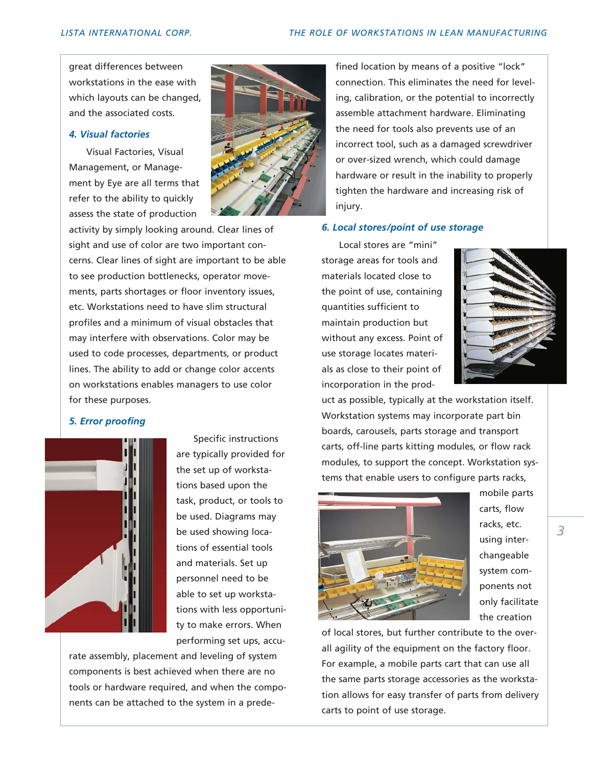great differences between workstations in the ease with which layouts can be changed, and the associated costs.

### *4. Visual factories*

Visual Factories, Visual Management, or Management by Eye are all terms that refer to the ability to quickly assess the state of production activity by simply looking around. Clear lines of sight and use of color are two important concerns. Clear lines of sight are important to be able to see production bottlenecks, operator movements, parts shortages or floor inventory issues, etc. Workstations need to have slim structural profiles and a minimum of visual obstacles that may interfere with observations. Color may be used to code processes, departments, or product lines. The ability to add or change color accents on workstations enables managers to use color for these purposes.

### *5. Error proofing*

Specific instructions are typically provided for the set up of workstations based upon the task, product, or tools to be used. Diagrams may be used showing locations of essential tools and materials. Set up personnel need to be able to set up workstations with less opportunity to make errors. When performing set ups, accurate assembly, placement and leveling of system components is best achieved when there are no tools or hardware required, and when the components can be attached to the system in a predefined location by means of a positive "lock" connection. This eliminates the need for leveling, calibration, or the potential to incorrectly assemble attachment hardware. Eliminating the need for tools also prevents use of an incorrect tool, such as a damaged screwdriver or over-sized wrench, which could damage hardware or result in the inability to properly tighten the hardware and increasing risk of injury.

### *6. Local stores/point of use storage*

Local stores are "mini" storage areas for tools and materials located close to the point of use, containing quantities sufficient to maintain production but without any excess. Point of use storage locates materials as close to their point of incorporation in the product as possible, typically at the workstation itself. Workstation systems may incorporate part bin boards, carousels, parts storage and transport carts, off-line parts kitting modules, or flow rack modules, to support the concept. Workstation systems that enable users to configure parts racks, mobile parts carts, flow racks, etc. using interchangeable system components not only facilitate the creation of local stores, but further contribute to the overall agility of the equipment on the factory floor. For example, a mobile parts cart that can use all the same parts storage accessories as the workstation allows for easy transfer of parts from delivery carts to point of use storage.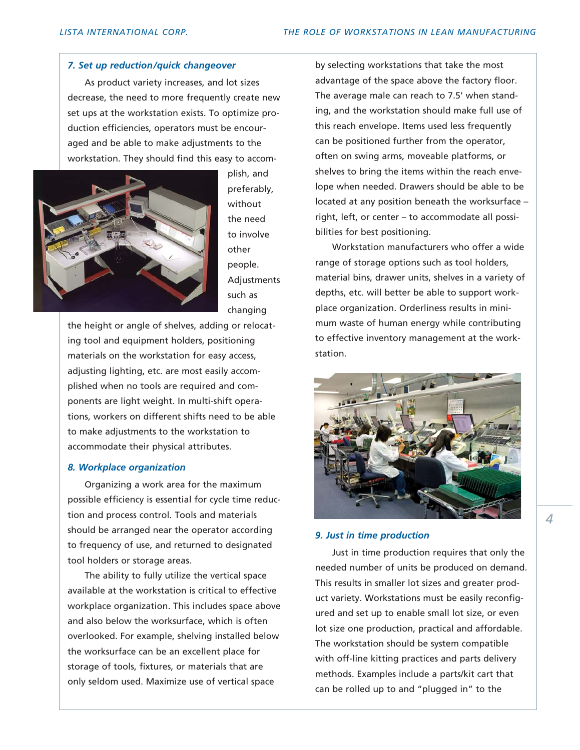### *7. Set up reduction/quick changeover*

As product variety increases, and lot sizes decrease, the need to more frequently create new set ups at the workstation exists. To optimize production efficiencies, operators must be encouraged and be able to make adjustments to the workstation. They should find this easy to accomplish, and preferably, without the need to involve other people. Adjustments such as changing the height or angle of shelves, adding or relocating tool and equipment holders, positioning materials on the workstation for easy access, adjusting lighting, etc. are most easily accomplished when no tools are required and components are light weight. In multi-shift operations, workers on different shifts need to be able to make adjustments to the workstation to accommodate their physical attributes.

### *8. Workplace organization*

Organizing a work area for the maximum possible efficiency is essential for cycle time reduction and process control. Tools and materials should be arranged near the operator according to frequency of use, and returned to designated tool holders or storage areas.

The ability to fully utilize the vertical space available at the workstation is critical to effective workplace organization. This includes space above and also below the worksurface, which is often overlooked. For example, shelving installed below the worksurface can be an excellent place for storage of tools, fixtures, or materials that are only seldom used. Maximize use of vertical space by selecting workstations that take the most advantage of the space above the factory floor. The average male can reach to 7.5' when standing, and the workstation should make full use of this reach envelope. Items used less frequently can be positioned further from the operator, often on swing arms, moveable platforms, or shelves to bring the items within the reach envelope when needed. Drawers should be able to be located at any position beneath the worksurface – right, left, or center – to accommodate all possibilities for best positioning.

Workstation manufacturers who offer a wide range of storage options such as tool holders, material bins, drawer units, shelves in a variety of depths, etc. will better be able to support workplace organization. Orderliness results in minimum waste of human energy while contributing to effective inventory management at the workstation.

### *9. Just in time production*

Just in time production requires that only the needed number of units be produced on demand. This results in smaller lot sizes and greater product variety. Workstations must be easily reconfigured and set up to enable small lot size, or even lot size one production, practical and affordable. The workstation should be system compatible with off-line kitting practices and parts delivery methods. Examples include a parts/kit cart that can be rolled up to and "plugged in" to the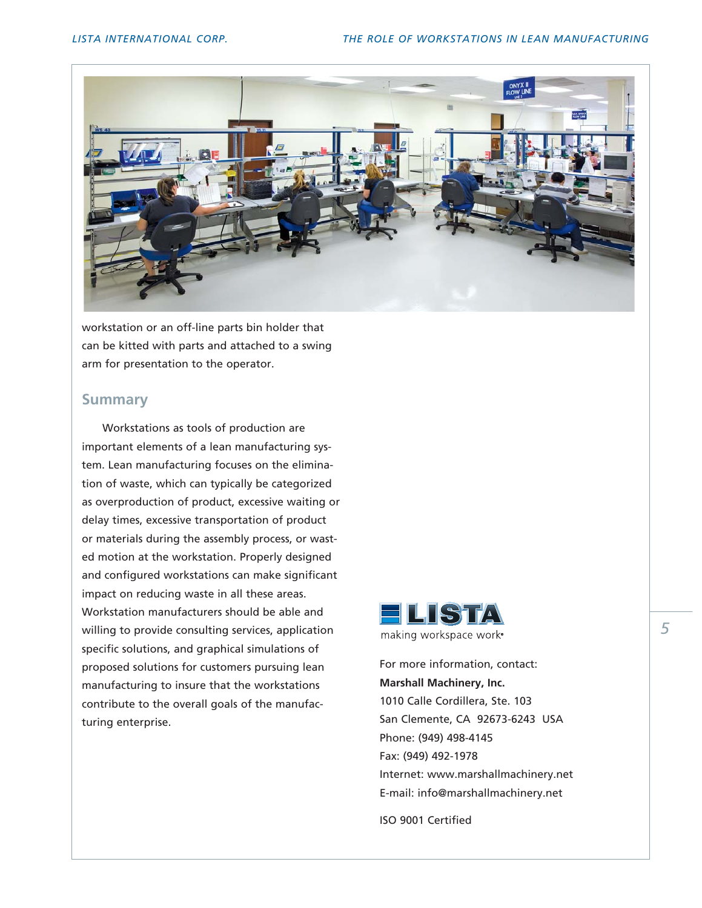workstation or an off-line parts bin holder that can be kitted with parts and attached to a swing arm for presentation to the operator.

## Summary

Workstations as tools of production are important elements of a lean manufacturing system. Lean manufacturing focuses on the elimination of waste, which can typically be categorized as overproduction of product, excessive waiting or delay times, excessive transportation of product or materials during the assembly process, or wasted motion at the workstation. Properly designed and configured workstations can make significant impact on reducing waste in all these areas. Workstation manufacturers should be able and willing to provide consulting services, application specific solutions, and graphical simulations of proposed solutions for customers pursuing lean manufacturing to insure that the workstations contribute to the overall goals of the manufacturing enterprise.

LISTA

making workspace work•

For more information, contact:

**Marshall Machinery, Inc.**
1010 Calle Cordillera, Ste. 103
San Clemente, CA 92673-6243 USA
Phone: (949) 498-4145
Fax: (949) 492-1978
Internet: www.marshallmachinery.net
E-mail: info@marshallmachinery.net

ISO 9001 Certified